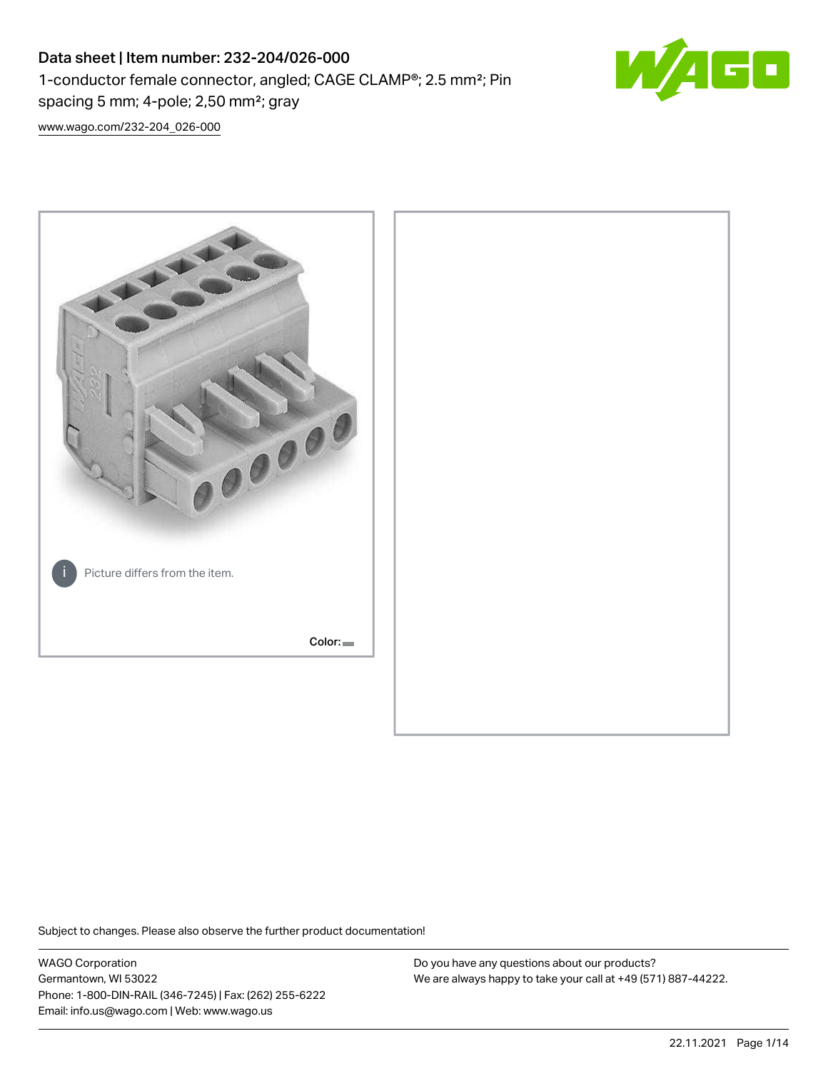# Data sheet | Item number: 232-204/026-000

1-conductor female connector, angled; CAGE CLAMP®; 2.5 mm²; Pin spacing 5 mm; 4-pole; 2,50 mm²; gray

www.wago.com/232-204_026-000

Picture differs from the item.

Color:

Subject to changes. Please also observe the further product documentation!

WAGO Corporation
Germantown, WI 53022
Phone: 1-800-DIN-RAIL (346-7245) | Fax: (262) 255-6222
Email: info.us@wago.com | Web: www.wago.us

Do you have any questions about our products?
We are always happy to take your call at +49 (571) 887-44222.

22.11.2021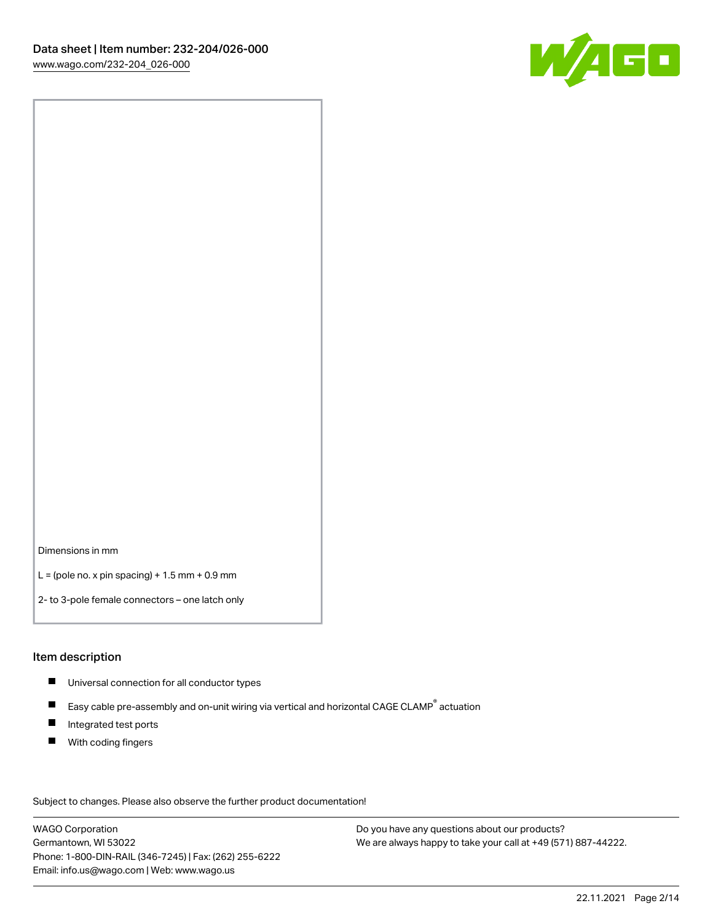Dimensions in mm

L = (pole no. x pin spacing) + 1.5 mm + 0.9 mm

2- to 3-pole female connectors – one latch only

## Item description

- Universal connection for all conductor types
- Easy cable pre-assembly and on-unit wiring via vertical and horizontal CAGE CLAMP® actuation
- Integrated test ports
- With coding fingers

Subject to changes. Please also observe the further product documentation!

WAGO Corporation
Germantown, WI 53022
Phone: 1-800-DIN-RAIL (346-7245) | Fax: (262) 255-6222
Email: info.us@wago.com | Web: www.wago.us

Do you have any questions about our products?
We are always happy to take your call at +49 (571) 887-44222.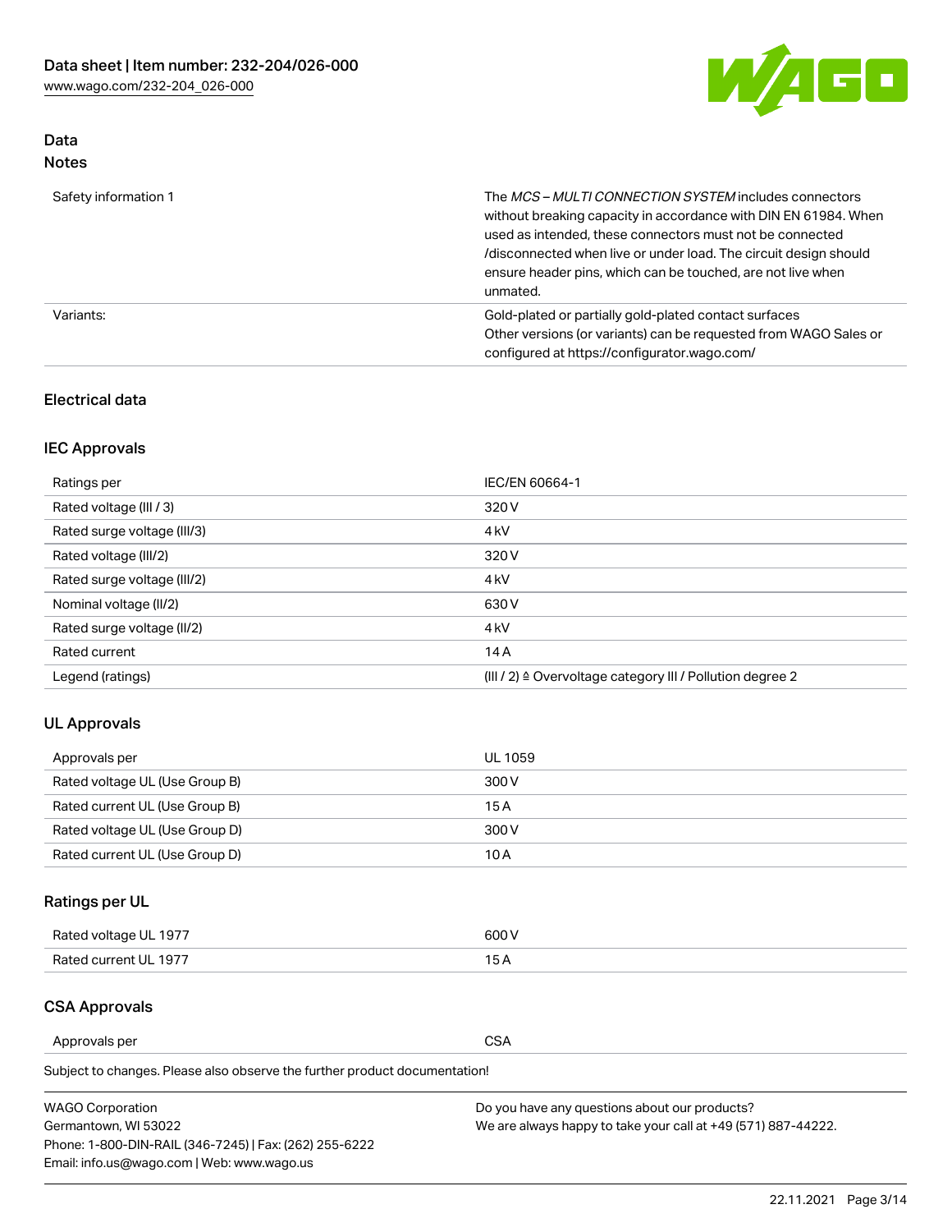## Data

### Notes

| | |
|---|---|
| Safety information 1 | The *MCS – MULTI CONNECTION SYSTEM* includes connectors without breaking capacity in accordance with DIN EN 61984. When used as intended, these connectors must not be connected /disconnected when live or under load. The circuit design should ensure header pins, which can be touched, are not live when unmated. |
| Variants: | Gold-plated or partially gold-plated contact surfaces<br>Other versions (or variants) can be requested from WAGO Sales or configured at https://configurator.wago.com/ |

## Electrical data

### IEC Approvals

| | |
|---|---|
| Ratings per | IEC/EN 60664-1 |
| Rated voltage (III / 3) | 320 V |
| Rated surge voltage (III/3) | 4 kV |
| Rated voltage (III/2) | 320 V |
| Rated surge voltage (III/2) | 4 kV |
| Nominal voltage (II/2) | 630 V |
| Rated surge voltage (II/2) | 4 kV |
| Rated current | 14 A |
| Legend (ratings) | (III / 2) ≙ Overvoltage category III / Pollution degree 2 |

### UL Approvals

| | |
|---|---|
| Approvals per | UL 1059 |
| Rated voltage UL (Use Group B) | 300 V |
| Rated current UL (Use Group B) | 15 A |
| Rated voltage UL (Use Group D) | 300 V |
| Rated current UL (Use Group D) | 10 A |

### Ratings per UL

| | |
|---|---|
| Rated voltage UL 1977 | 600 V |
| Rated current UL 1977 | 15 A |

### CSA Approvals

| | |
|---|---|
| Approvals per | CSA |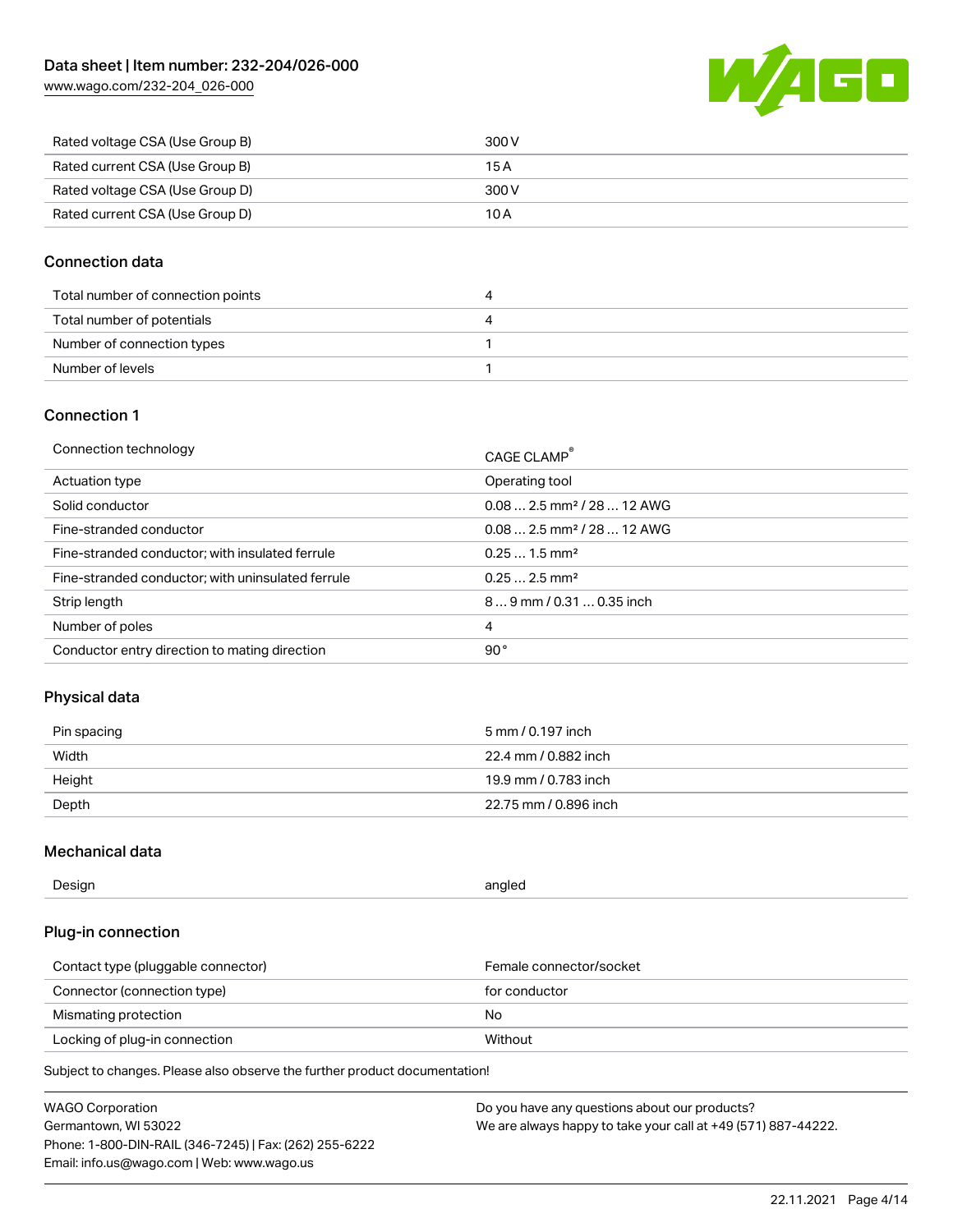| | |
|---|---|
| Rated voltage CSA (Use Group B) | 300 V |
| Rated current CSA (Use Group B) | 15 A |
| Rated voltage CSA (Use Group D) | 300 V |
| Rated current CSA (Use Group D) | 10 A |

## Connection data

| | |
|---|---|
| Total number of connection points | 4 |
| Total number of potentials | 4 |
| Number of connection types | 1 |
| Number of levels | 1 |

## Connection 1

| | |
|---|---|
| Connection technology | CAGE CLAMP® |
| Actuation type | Operating tool |
| Solid conductor | 0.08 … 2.5 mm² / 28 … 12 AWG |
| Fine-stranded conductor | 0.08 … 2.5 mm² / 28 … 12 AWG |
| Fine-stranded conductor; with insulated ferrule | 0.25 … 1.5 mm² |
| Fine-stranded conductor; with uninsulated ferrule | 0.25 … 2.5 mm² |
| Strip length | 8 … 9 mm / 0.31 … 0.35 inch |
| Number of poles | 4 |
| Conductor entry direction to mating direction | 90 ° |

## Physical data

| | |
|---|---|
| Pin spacing | 5 mm / 0.197 inch |
| Width | 22.4 mm / 0.882 inch |
| Height | 19.9 mm / 0.783 inch |
| Depth | 22.75 mm / 0.896 inch |

## Mechanical data

| | |
|---|---|
| Design | angled |

## Plug-in connection

| | |
|---|---|
| Contact type (pluggable connector) | Female connector/socket |
| Connector (connection type) | for conductor |
| Mismating protection | No |
| Locking of plug-in connection | Without |

Subject to changes. Please also observe the further product documentation!

WAGO Corporation
Germantown, WI 53022
Phone: 1-800-DIN-RAIL (346-7245) | Fax: (262) 255-6222
Email: info.us@wago.com | Web: www.wago.us

Do you have any questions about our products?
We are always happy to take your call at +49 (571) 887-44222.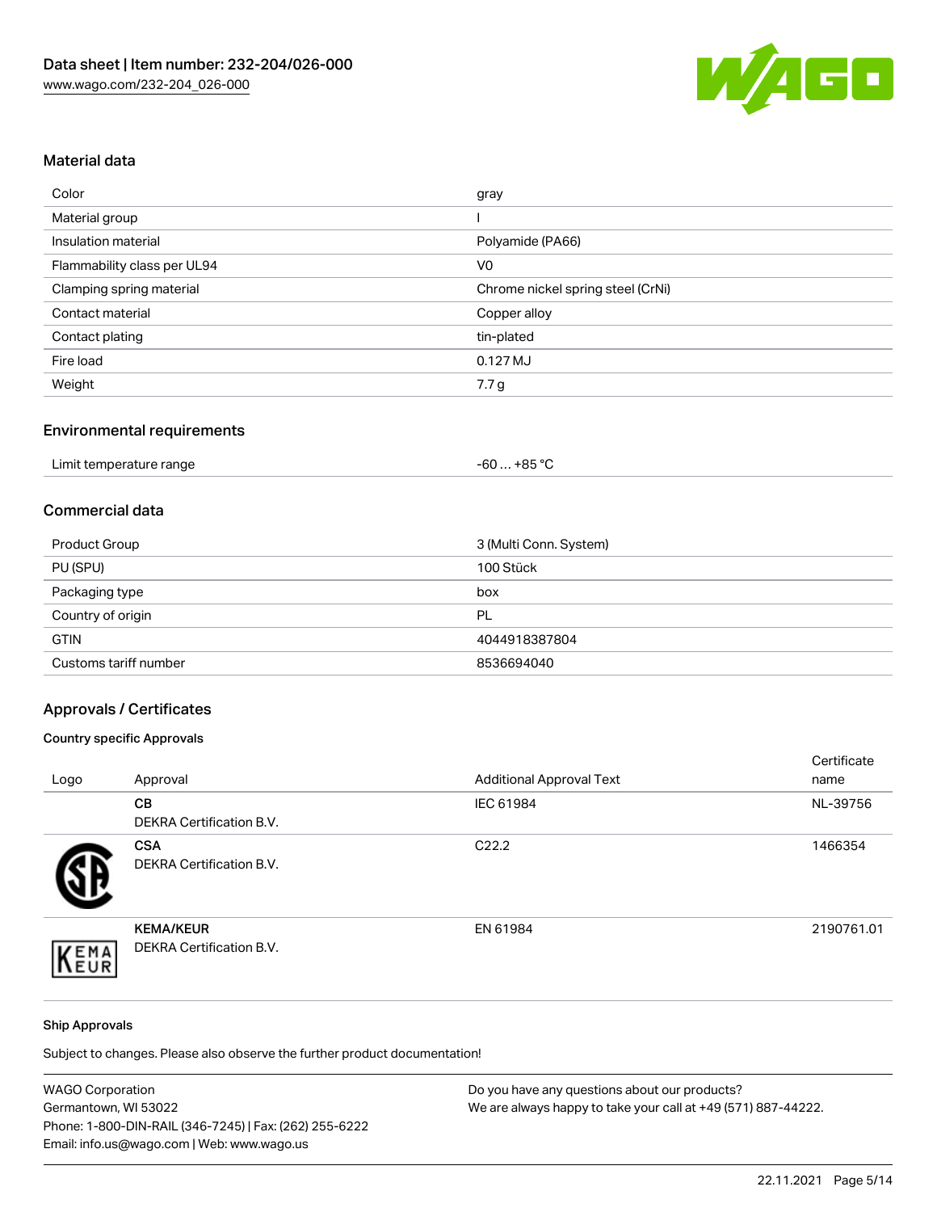## Material data

| | |
|---|---|
| Color | gray |
| Material group | I |
| Insulation material | Polyamide (PA66) |
| Flammability class per UL94 | V0 |
| Clamping spring material | Chrome nickel spring steel (CrNi) |
| Contact material | Copper alloy |
| Contact plating | tin-plated |
| Fire load | 0.127 MJ |
| Weight | 7.7 g |

## Environmental requirements

| | |
|---|---|
| Limit temperature range | -60 … +85 °C |

## Commercial data

| | |
|---|---|
| Product Group | 3 (Multi Conn. System) |
| PU (SPU) | 100 Stück |
| Packaging type | box |
| Country of origin | PL |
| GTIN | 4044918387804 |
| Customs tariff number | 8536694040 |

## Approvals / Certificates

### Country specific Approvals

| Logo | Approval | Additional Approval Text | Certificate name |
|---|---|---|---|
| | **CB** DEKRA Certification B.V. | IEC 61984 | NL-39756 |
| | **CSA** DEKRA Certification B.V. | C22.2 | 1466354 |
| | **KEMA/KEUR** DEKRA Certification B.V. | EN 61984 | 2190761.01 |

### Ship Approvals

Subject to changes. Please also observe the further product documentation!

WAGO Corporation
Germantown, WI 53022
Phone: 1-800-DIN-RAIL (346-7245) | Fax: (262) 255-6222
Email: info.us@wago.com | Web: www.wago.us

Do you have any questions about our products?
We are always happy to take your call at +49 (571) 887-44222.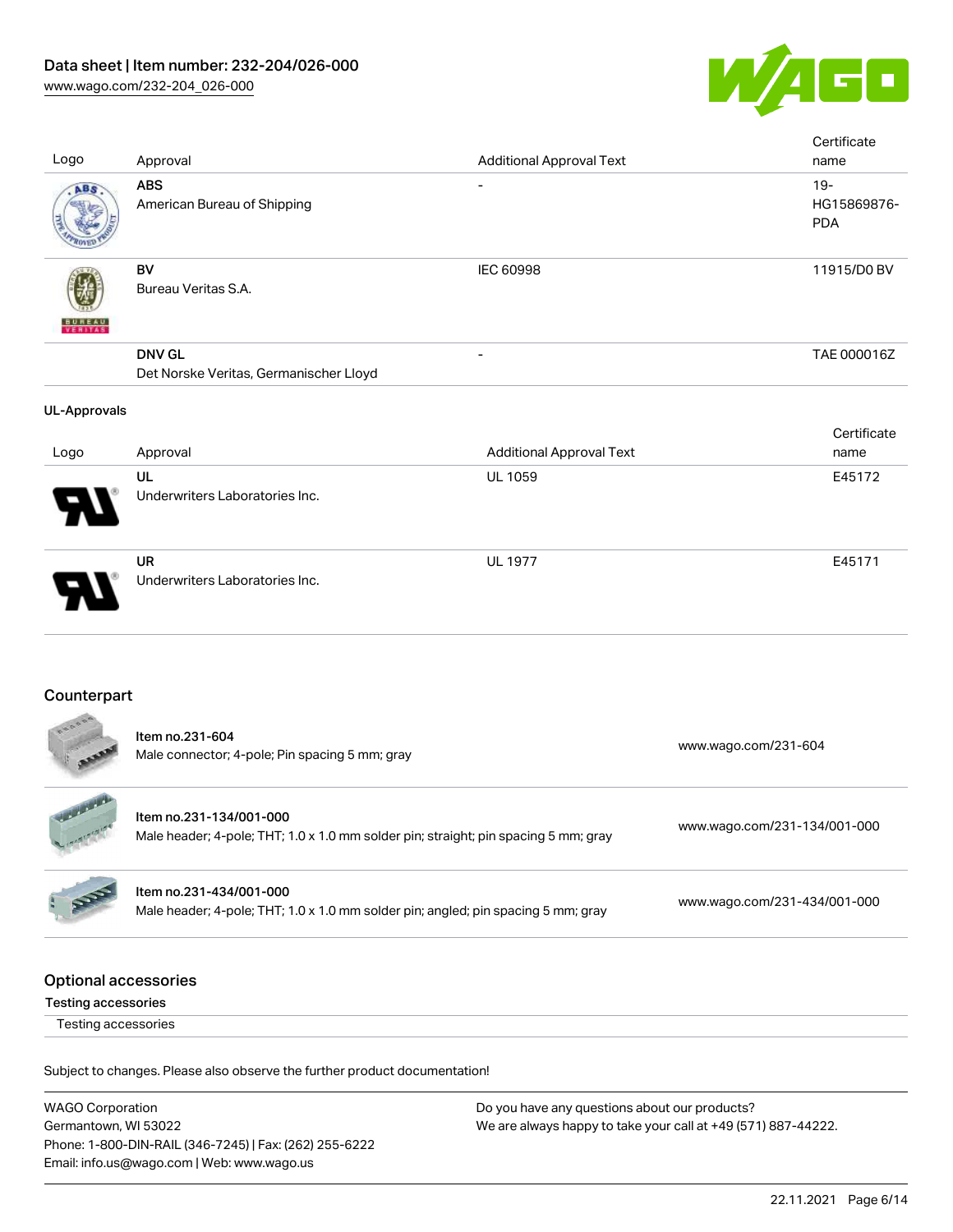| Logo | Approval | Additional Approval Text | Certificate name |
|---|---|---|---|
| | **ABS** American Bureau of Shipping | - | 19-HG15869876-PDA |
| | **BV** Bureau Veritas S.A. | IEC 60998 | 11915/D0 BV |
| | **DNV GL** Det Norske Veritas, Germanischer Lloyd | - | TAE 000016Z |

**UL-Approvals**

| Logo | Approval | Additional Approval Text | Certificate name |
|---|---|---|---|
| | **UL** Underwriters Laboratories Inc. | UL 1059 | E45172 |
| | **UR** Underwriters Laboratories Inc. | UL 1977 | E45171 |

## Counterpart

| | | |
|---|---|---|
| | Item no.231-604<br>Male connector; 4-pole; Pin spacing 5 mm; gray | www.wago.com/231-604 |
| | Item no.231-134/001-000<br>Male header; 4-pole; THT; 1.0 x 1.0 mm solder pin; straight; pin spacing 5 mm; gray | www.wago.com/231-134/001-000 |
| | Item no.231-434/001-000<br>Male header; 4-pole; THT; 1.0 x 1.0 mm solder pin; angled; pin spacing 5 mm; gray | www.wago.com/231-434/001-000 |

## Optional accessories

### Testing accessories

Testing accessories

Subject to changes. Please also observe the further product documentation!

WAGO Corporation
Germantown, WI 53022
Phone: 1-800-DIN-RAIL (346-7245) | Fax: (262) 255-6222
Email: info.us@wago.com | Web: www.wago.us

Do you have any questions about our products?
We are always happy to take your call at +49 (571) 887-44222.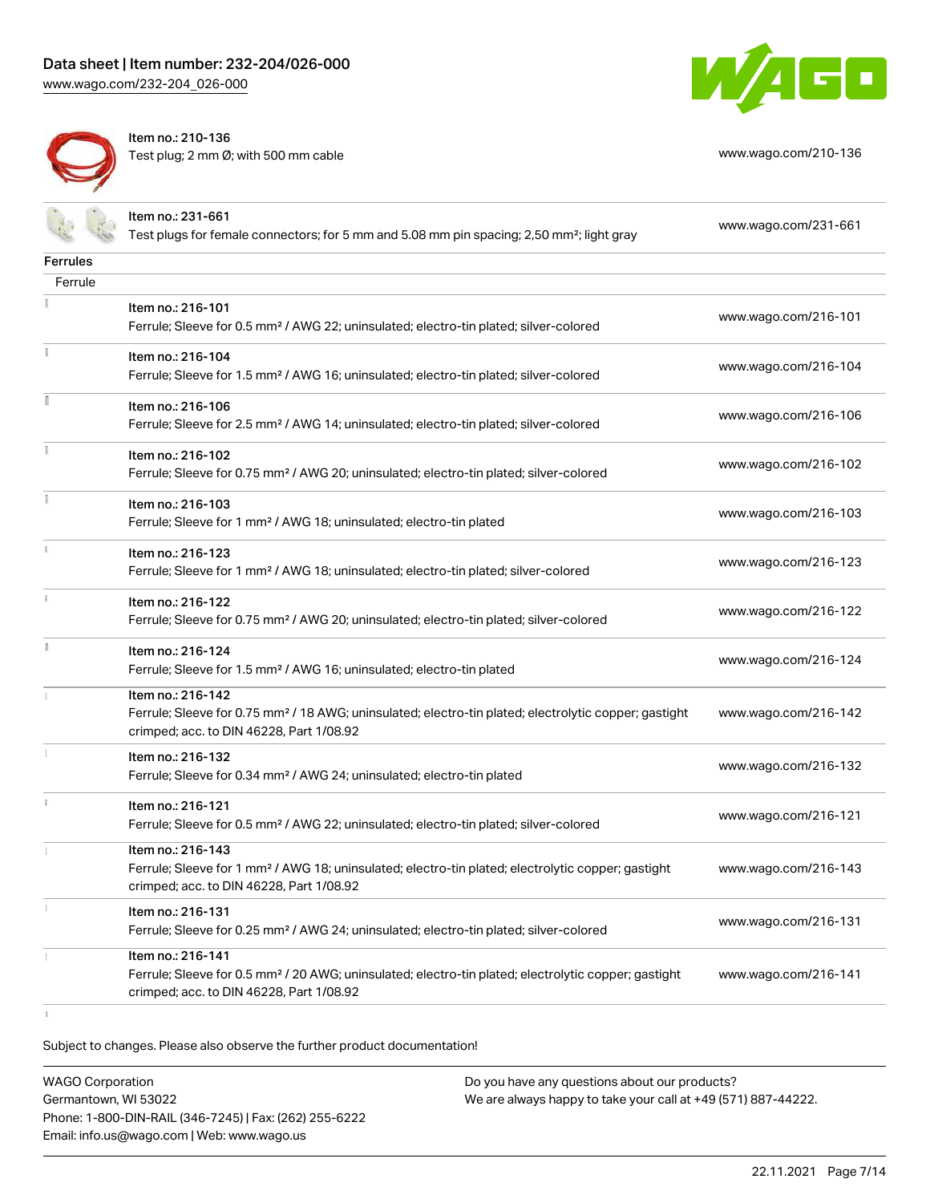| | | |
|---|---|---|
| | Item no.: 210-136<br>Test plug; 2 mm Ø; with 500 mm cable | www.wago.com/210-136 |
| | Item no.: 231-661<br>Test plugs for female connectors; for 5 mm and 5.08 mm pin spacing; 2,50 mm²; light gray | www.wago.com/231-661 |

## Ferrules

Ferrule

| | | |
|---|---|---|
| | Item no.: 216-101<br>Ferrule; Sleeve for 0.5 mm² / AWG 22; uninsulated; electro-tin plated; silver-colored | www.wago.com/216-101 |
| | Item no.: 216-104<br>Ferrule; Sleeve for 1.5 mm² / AWG 16; uninsulated; electro-tin plated; silver-colored | www.wago.com/216-104 |
| | Item no.: 216-106<br>Ferrule; Sleeve for 2.5 mm² / AWG 14; uninsulated; electro-tin plated; silver-colored | www.wago.com/216-106 |
| | Item no.: 216-102<br>Ferrule; Sleeve for 0.75 mm² / AWG 20; uninsulated; electro-tin plated; silver-colored | www.wago.com/216-102 |
| | Item no.: 216-103<br>Ferrule; Sleeve for 1 mm² / AWG 18; uninsulated; electro-tin plated | www.wago.com/216-103 |
| | Item no.: 216-123<br>Ferrule; Sleeve for 1 mm² / AWG 18; uninsulated; electro-tin plated; silver-colored | www.wago.com/216-123 |
| | Item no.: 216-122<br>Ferrule; Sleeve for 0.75 mm² / AWG 20; uninsulated; electro-tin plated; silver-colored | www.wago.com/216-122 |
| | Item no.: 216-124<br>Ferrule; Sleeve for 1.5 mm² / AWG 16; uninsulated; electro-tin plated | www.wago.com/216-124 |
| | Item no.: 216-142<br>Ferrule; Sleeve for 0.75 mm² / 18 AWG; uninsulated; electro-tin plated; electrolytic copper; gastight crimped; acc. to DIN 46228, Part 1/08.92 | www.wago.com/216-142 |
| | Item no.: 216-132<br>Ferrule; Sleeve for 0.34 mm² / AWG 24; uninsulated; electro-tin plated | www.wago.com/216-132 |
| | Item no.: 216-121<br>Ferrule; Sleeve for 0.5 mm² / AWG 22; uninsulated; electro-tin plated; silver-colored | www.wago.com/216-121 |
| | Item no.: 216-143<br>Ferrule; Sleeve for 1 mm² / AWG 18; uninsulated; electro-tin plated; electrolytic copper; gastight crimped; acc. to DIN 46228, Part 1/08.92 | www.wago.com/216-143 |
| | Item no.: 216-131<br>Ferrule; Sleeve for 0.25 mm² / AWG 24; uninsulated; electro-tin plated; silver-colored | www.wago.com/216-131 |
| | Item no.: 216-141<br>Ferrule; Sleeve for 0.5 mm² / 20 AWG; uninsulated; electro-tin plated; electrolytic copper; gastight crimped; acc. to DIN 46228, Part 1/08.92 | www.wago.com/216-141 |

Subject to changes. Please also observe the further product documentation!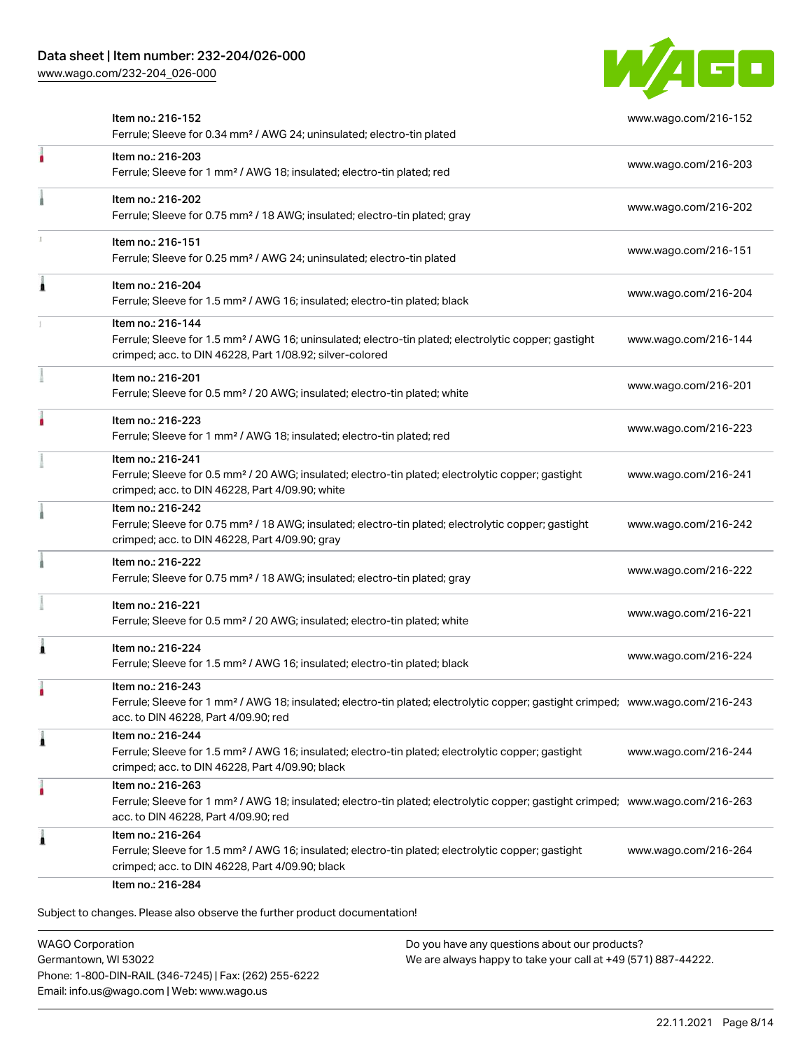| | | |
|---|---|---|
| | Item no.: 216-152<br>Ferrule; Sleeve for 0.34 mm² / AWG 24; uninsulated; electro-tin plated | www.wago.com/216-152 |
| | Item no.: 216-203<br>Ferrule; Sleeve for 1 mm² / AWG 18; insulated; electro-tin plated; red | www.wago.com/216-203 |
| | Item no.: 216-202<br>Ferrule; Sleeve for 0.75 mm² / 18 AWG; insulated; electro-tin plated; gray | www.wago.com/216-202 |
| | Item no.: 216-151<br>Ferrule; Sleeve for 0.25 mm² / AWG 24; uninsulated; electro-tin plated | www.wago.com/216-151 |
| | Item no.: 216-204<br>Ferrule; Sleeve for 1.5 mm² / AWG 16; insulated; electro-tin plated; black | www.wago.com/216-204 |
| | Item no.: 216-144<br>Ferrule; Sleeve for 1.5 mm² / AWG 16; uninsulated; electro-tin plated; electrolytic copper; gastight crimped; acc. to DIN 46228, Part 1/08.92; silver-colored | www.wago.com/216-144 |
| | Item no.: 216-201<br>Ferrule; Sleeve for 0.5 mm² / 20 AWG; insulated; electro-tin plated; white | www.wago.com/216-201 |
| | Item no.: 216-223<br>Ferrule; Sleeve for 1 mm² / AWG 18; insulated; electro-tin plated; red | www.wago.com/216-223 |
| | Item no.: 216-241<br>Ferrule; Sleeve for 0.5 mm² / 20 AWG; insulated; electro-tin plated; electrolytic copper; gastight crimped; acc. to DIN 46228, Part 4/09.90; white | www.wago.com/216-241 |
| | Item no.: 216-242<br>Ferrule; Sleeve for 0.75 mm² / 18 AWG; insulated; electro-tin plated; electrolytic copper; gastight crimped; acc. to DIN 46228, Part 4/09.90; gray | www.wago.com/216-242 |
| | Item no.: 216-222<br>Ferrule; Sleeve for 0.75 mm² / 18 AWG; insulated; electro-tin plated; gray | www.wago.com/216-222 |
| | Item no.: 216-221<br>Ferrule; Sleeve for 0.5 mm² / 20 AWG; insulated; electro-tin plated; white | www.wago.com/216-221 |
| | Item no.: 216-224<br>Ferrule; Sleeve for 1.5 mm² / AWG 16; insulated; electro-tin plated; black | www.wago.com/216-224 |
| | Item no.: 216-243<br>Ferrule; Sleeve for 1 mm² / AWG 18; insulated; electro-tin plated; electrolytic copper; gastight crimped; acc. to DIN 46228, Part 4/09.90; red | www.wago.com/216-243 |
| | Item no.: 216-244<br>Ferrule; Sleeve for 1.5 mm² / AWG 16; insulated; electro-tin plated; electrolytic copper; gastight crimped; acc. to DIN 46228, Part 4/09.90; black | www.wago.com/216-244 |
| | Item no.: 216-263<br>Ferrule; Sleeve for 1 mm² / AWG 18; insulated; electro-tin plated; electrolytic copper; gastight crimped; acc. to DIN 46228, Part 4/09.90; red | www.wago.com/216-263 |
| | Item no.: 216-264<br>Ferrule; Sleeve for 1.5 mm² / AWG 16; insulated; electro-tin plated; electrolytic copper; gastight crimped; acc. to DIN 46228, Part 4/09.90; black | www.wago.com/216-264 |
| | Item no.: 216-284 | |

Subject to changes. Please also observe the further product documentation!

WAGO Corporation
Germantown, WI 53022
Phone: 1-800-DIN-RAIL (346-7245) | Fax: (262) 255-6222
Email: info.us@wago.com | Web: www.wago.us

Do you have any questions about our products?
We are always happy to take your call at +49 (571) 887-44222.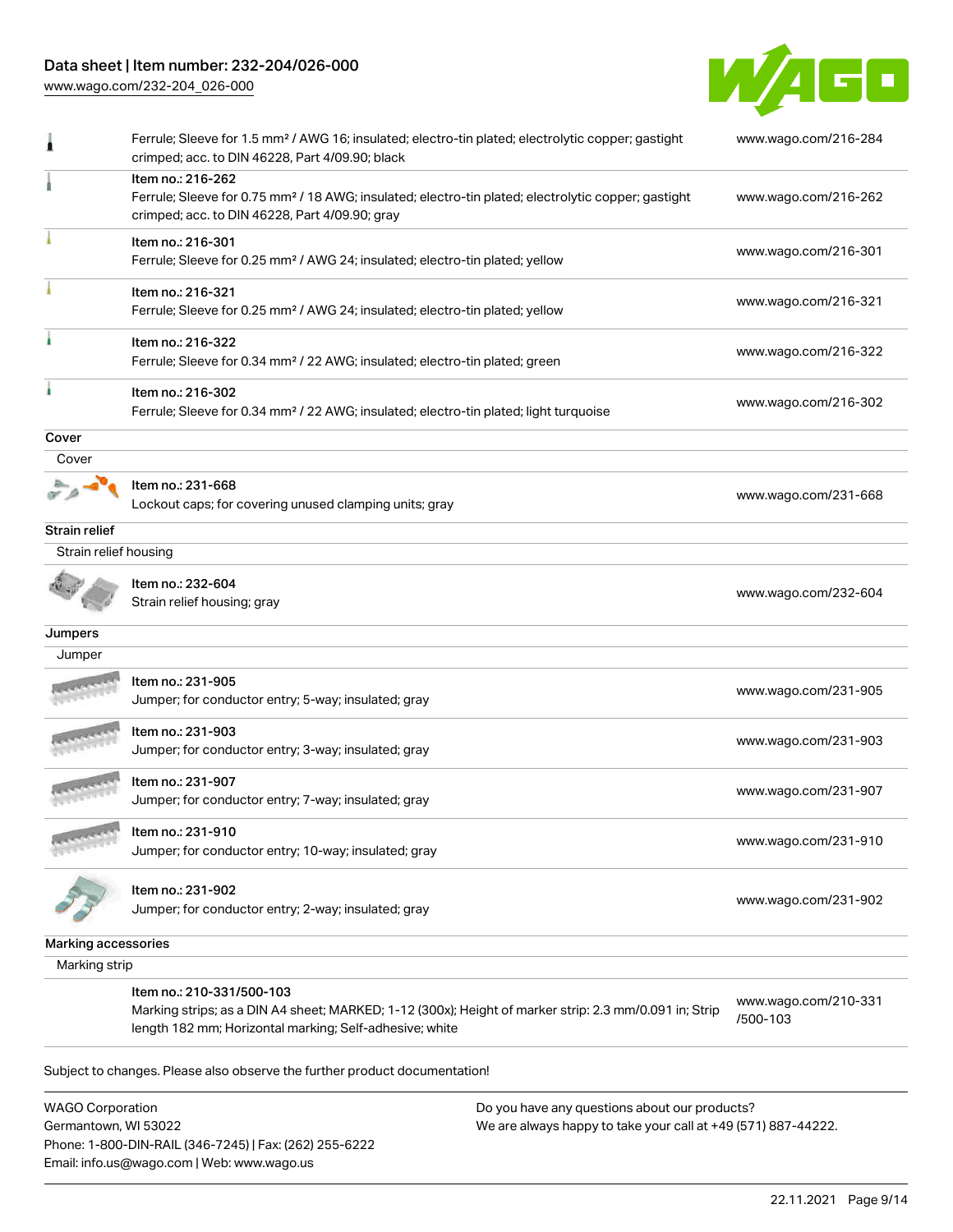| | | |
|---|---|---|
| | Ferrule; Sleeve for 1.5 mm² / AWG 16; insulated; electro-tin plated; electrolytic copper; gastight crimped; acc. to DIN 46228, Part 4/09.90; black | www.wago.com/216-284 |
| | Item no.: 216-262<br>Ferrule; Sleeve for 0.75 mm² / 18 AWG; insulated; electro-tin plated; electrolytic copper; gastight crimped; acc. to DIN 46228, Part 4/09.90; gray | www.wago.com/216-262 |
| | Item no.: 216-301<br>Ferrule; Sleeve for 0.25 mm² / AWG 24; insulated; electro-tin plated; yellow | www.wago.com/216-301 |
| | Item no.: 216-321<br>Ferrule; Sleeve for 0.25 mm² / AWG 24; insulated; electro-tin plated; yellow | www.wago.com/216-321 |
| | Item no.: 216-322<br>Ferrule; Sleeve for 0.34 mm² / 22 AWG; insulated; electro-tin plated; green | www.wago.com/216-322 |
| | Item no.: 216-302<br>Ferrule; Sleeve for 0.34 mm² / 22 AWG; insulated; electro-tin plated; light turquoise | www.wago.com/216-302 |

**Cover**

Cover

| | | |
|---|---|---|
| | Item no.: 231-668<br>Lockout caps; for covering unused clamping units; gray | www.wago.com/231-668 |

**Strain relief**

Strain relief housing

| | | |
|---|---|---|
| | Item no.: 232-604<br>Strain relief housing; gray | www.wago.com/232-604 |

**Jumpers**

Jumper

| | | |
|---|---|---|
| | Item no.: 231-905<br>Jumper; for conductor entry; 5-way; insulated; gray | www.wago.com/231-905 |
| | Item no.: 231-903<br>Jumper; for conductor entry; 3-way; insulated; gray | www.wago.com/231-903 |
| | Item no.: 231-907<br>Jumper; for conductor entry; 7-way; insulated; gray | www.wago.com/231-907 |
| | Item no.: 231-910<br>Jumper; for conductor entry; 10-way; insulated; gray | www.wago.com/231-910 |
| | Item no.: 231-902<br>Jumper; for conductor entry; 2-way; insulated; gray | www.wago.com/231-902 |

**Marking accessories**

Marking strip

| | | |
|---|---|---|
| | Item no.: 210-331/500-103<br>Marking strips; as a DIN A4 sheet; MARKED; 1-12 (300x); Height of marker strip: 2.3 mm/0.091 in; Strip length 182 mm; Horizontal marking; Self-adhesive; white | www.wago.com/210-331/500-103 |

Subject to changes. Please also observe the further product documentation!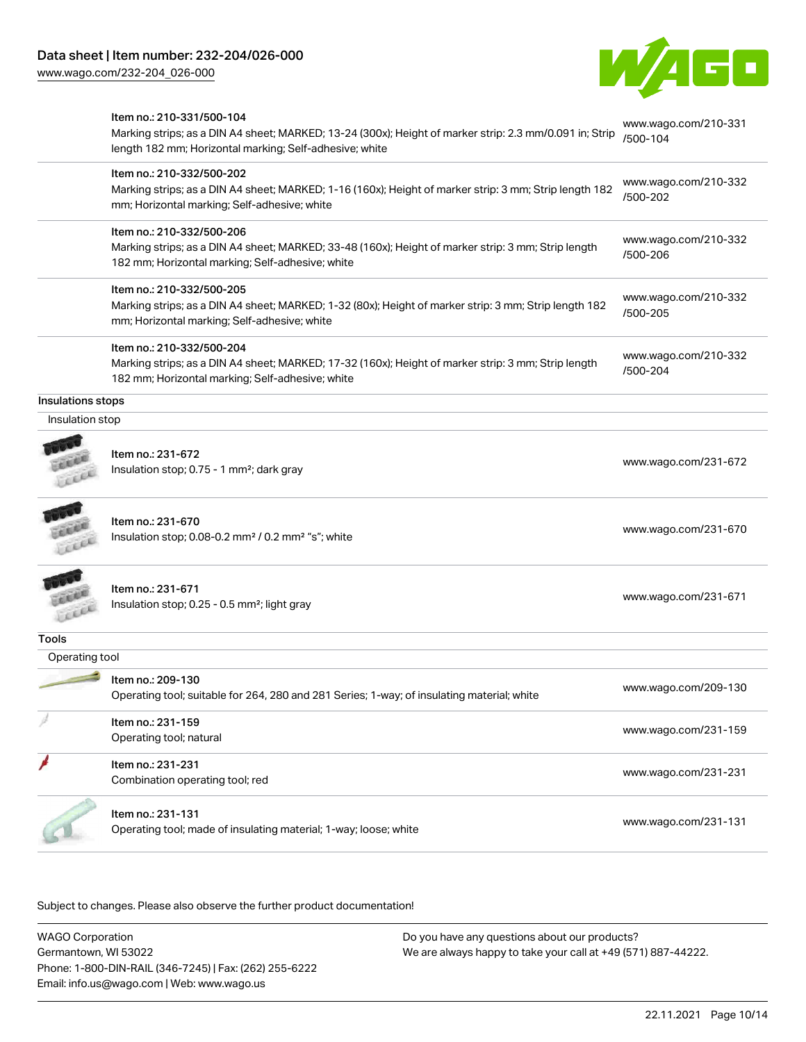| | | |
|---|---|---|
| | Item no.: 210-331/500-104<br>Marking strips; as a DIN A4 sheet; MARKED; 13-24 (300x); Height of marker strip: 2.3 mm/0.091 in; Strip length 182 mm; Horizontal marking; Self-adhesive; white | www.wago.com/210-331/500-104 |
| | Item no.: 210-332/500-202<br>Marking strips; as a DIN A4 sheet; MARKED; 1-16 (160x); Height of marker strip: 3 mm; Strip length 182 mm; Horizontal marking; Self-adhesive; white | www.wago.com/210-332/500-202 |
| | Item no.: 210-332/500-206<br>Marking strips; as a DIN A4 sheet; MARKED; 33-48 (160x); Height of marker strip: 3 mm; Strip length 182 mm; Horizontal marking; Self-adhesive; white | www.wago.com/210-332/500-206 |
| | Item no.: 210-332/500-205<br>Marking strips; as a DIN A4 sheet; MARKED; 1-32 (80x); Height of marker strip: 3 mm; Strip length 182 mm; Horizontal marking; Self-adhesive; white | www.wago.com/210-332/500-205 |
| | Item no.: 210-332/500-204<br>Marking strips; as a DIN A4 sheet; MARKED; 17-32 (160x); Height of marker strip: 3 mm; Strip length 182 mm; Horizontal marking; Self-adhesive; white | www.wago.com/210-332/500-204 |

## Insulations stops

### Insulation stop

| | | |
|---|---|---|
| | Item no.: 231-672<br>Insulation stop; 0.75 - 1 mm²; dark gray | www.wago.com/231-672 |
| | Item no.: 231-670<br>Insulation stop; 0.08-0.2 mm² / 0.2 mm² "s"; white | www.wago.com/231-670 |
| | Item no.: 231-671<br>Insulation stop; 0.25 - 0.5 mm²; light gray | www.wago.com/231-671 |

## Tools

### Operating tool

| | | |
|---|---|---|
| | Item no.: 209-130<br>Operating tool; suitable for 264, 280 and 281 Series; 1-way; of insulating material; white | www.wago.com/209-130 |
| | Item no.: 231-159<br>Operating tool; natural | www.wago.com/231-159 |
| | Item no.: 231-231<br>Combination operating tool; red | www.wago.com/231-231 |
| | Item no.: 231-131<br>Operating tool; made of insulating material; 1-way; loose; white | www.wago.com/231-131 |

Subject to changes. Please also observe the further product documentation!

WAGO Corporation
Germantown, WI 53022
Phone: 1-800-DIN-RAIL (346-7245) | Fax: (262) 255-6222
Email: info.us@wago.com | Web: www.wago.us

Do you have any questions about our products?
We are always happy to take your call at +49 (571) 887-44222.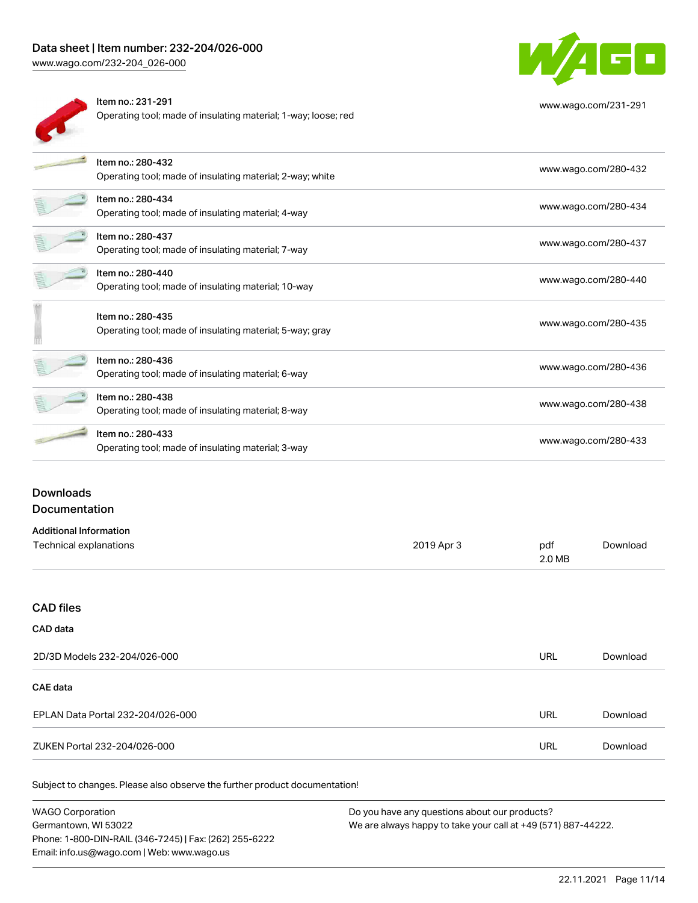| | |
|---|---|
| Item no.: 231-291<br>Operating tool; made of insulating material; 1-way; loose; red | www.wago.com/231-291 |
| Item no.: 280-432<br>Operating tool; made of insulating material; 2-way; white | www.wago.com/280-432 |
| Item no.: 280-434<br>Operating tool; made of insulating material; 4-way | www.wago.com/280-434 |
| Item no.: 280-437<br>Operating tool; made of insulating material; 7-way | www.wago.com/280-437 |
| Item no.: 280-440<br>Operating tool; made of insulating material; 10-way | www.wago.com/280-440 |
| Item no.: 280-435<br>Operating tool; made of insulating material; 5-way; gray | www.wago.com/280-435 |
| Item no.: 280-436<br>Operating tool; made of insulating material; 6-way | www.wago.com/280-436 |
| Item no.: 280-438<br>Operating tool; made of insulating material; 8-way | www.wago.com/280-438 |
| Item no.: 280-433<br>Operating tool; made of insulating material; 3-way | www.wago.com/280-433 |

## Downloads

## Documentation

### Additional Information

| | | | |
|---|---|---|---|
| Technical explanations | 2019 Apr 3 | pdf<br>2.0 MB | Download |

## CAD files

### CAD data

| | | |
|---|---|---|
| 2D/3D Models 232-204/026-000 | URL | Download |

### CAE data

| | | |
|---|---|---|
| EPLAN Data Portal 232-204/026-000 | URL | Download |
| ZUKEN Portal 232-204/026-000 | URL | Download |

Subject to changes. Please also observe the further product documentation!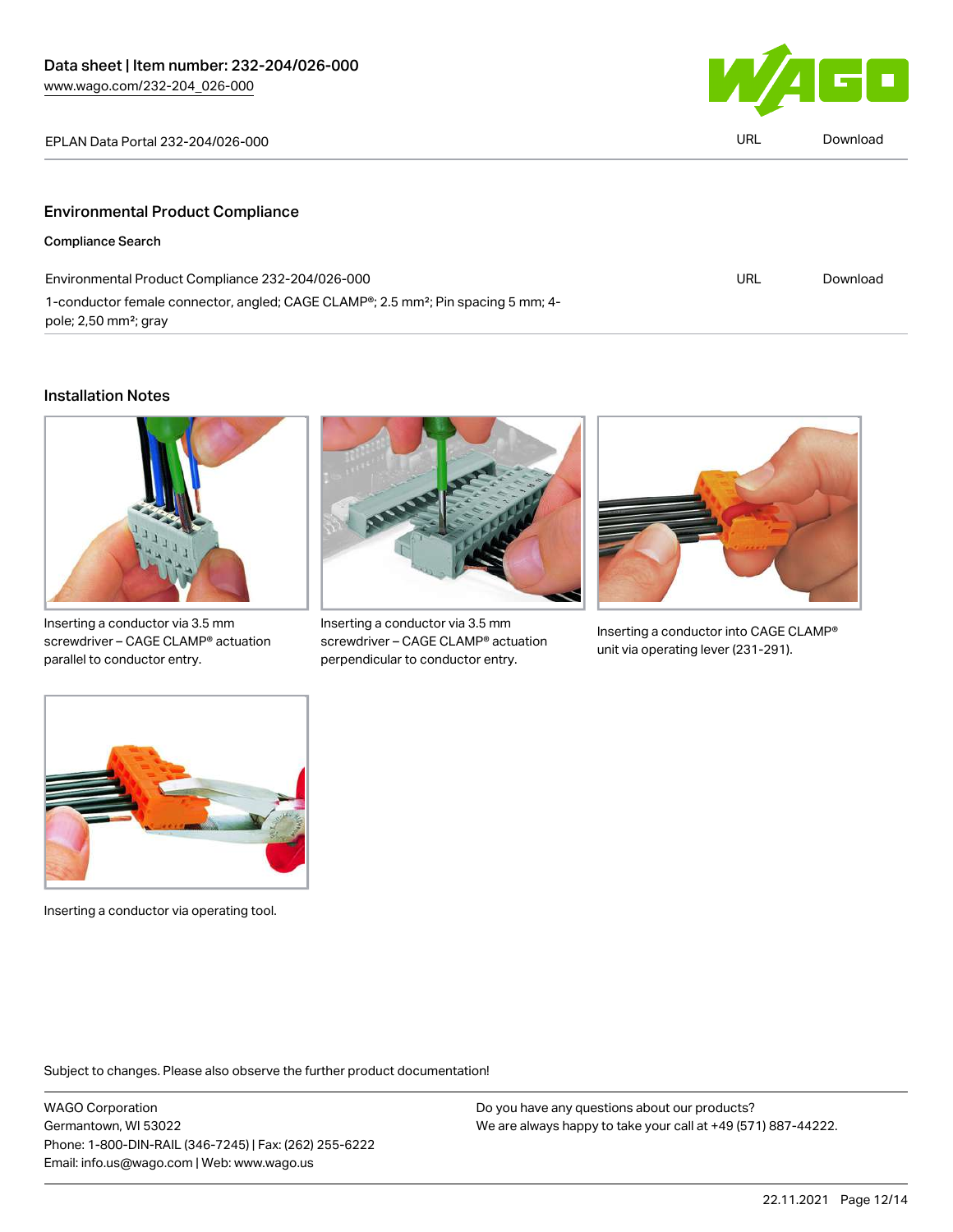EPLAN Data Portal 232-204/026-000 URL Download

## Environmental Product Compliance

### Compliance Search

| | | |
|---|---|---|
| Environmental Product Compliance 232-204/026-000<br>1-conductor female connector, angled; CAGE CLAMP®; 2.5 mm²; Pin spacing 5 mm; 4-pole; 2,50 mm²; gray | URL | Download |

## Installation Notes

Inserting a conductor via 3.5 mm screwdriver – CAGE CLAMP® actuation parallel to conductor entry.

Inserting a conductor via 3.5 mm screwdriver – CAGE CLAMP® actuation perpendicular to conductor entry.

Inserting a conductor into CAGE CLAMP® unit via operating lever (231-291).

Inserting a conductor via operating tool.

Subject to changes. Please also observe the further product documentation!

WAGO Corporation
Germantown, WI 53022
Phone: 1-800-DIN-RAIL (346-7245) | Fax: (262) 255-6222
Email: info.us@wago.com | Web: www.wago.us

Do you have any questions about our products?
We are always happy to take your call at +49 (571) 887-44222.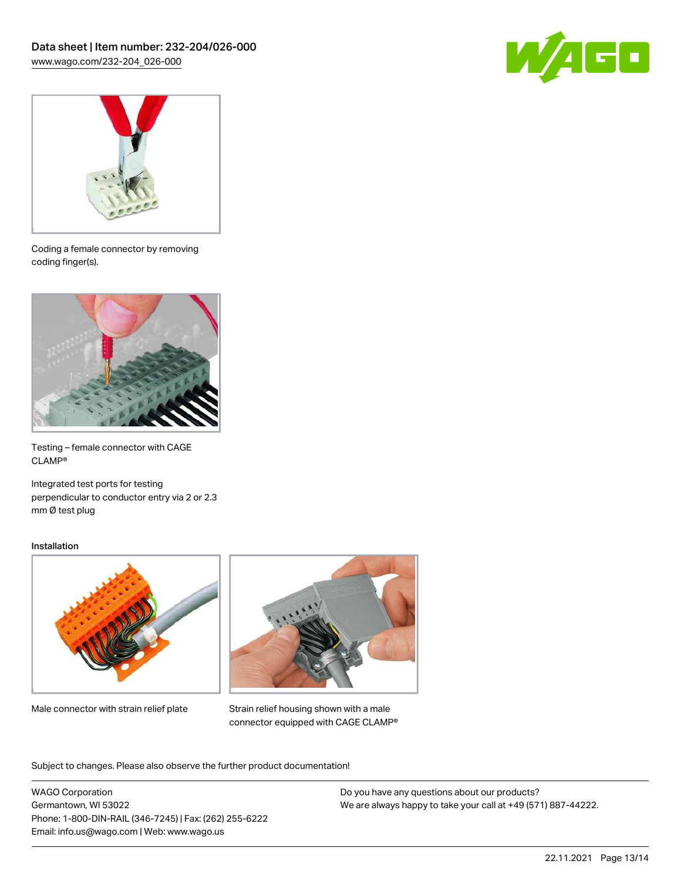Coding a female connector by removing coding finger(s).

Testing – female connector with CAGE CLAMP®

Integrated test ports for testing perpendicular to conductor entry via 2 or 2.3 mm Ø test plug

## Installation

Male connector with strain relief plate

Strain relief housing shown with a male connector equipped with CAGE CLAMP®

Subject to changes. Please also observe the further product documentation!

WAGO Corporation
Germantown, WI 53022
Phone: 1-800-DIN-RAIL (346-7245) | Fax: (262) 255-6222
Email: info.us@wago.com | Web: www.wago.us

Do you have any questions about our products?
We are always happy to take your call at +49 (571) 887-44222.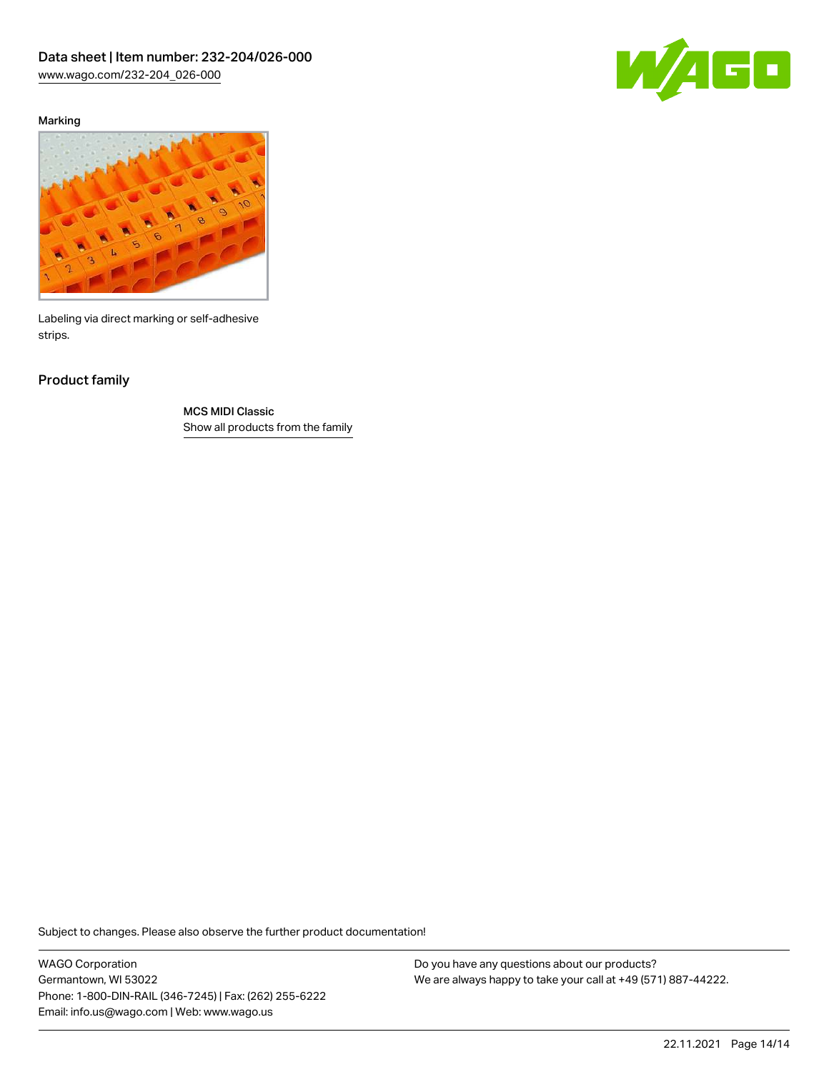Marking

Labeling via direct marking or self-adhesive strips.

## Product family

MCS MIDI Classic
Show all products from the family

Subject to changes. Please also observe the further product documentation!

WAGO Corporation
Germantown, WI 53022
Phone: 1-800-DIN-RAIL (346-7245) | Fax: (262) 255-6222
Email: info.us@wago.com | Web: www.wago.us

Do you have any questions about our products?
We are always happy to take your call at +49 (571) 887-44222.